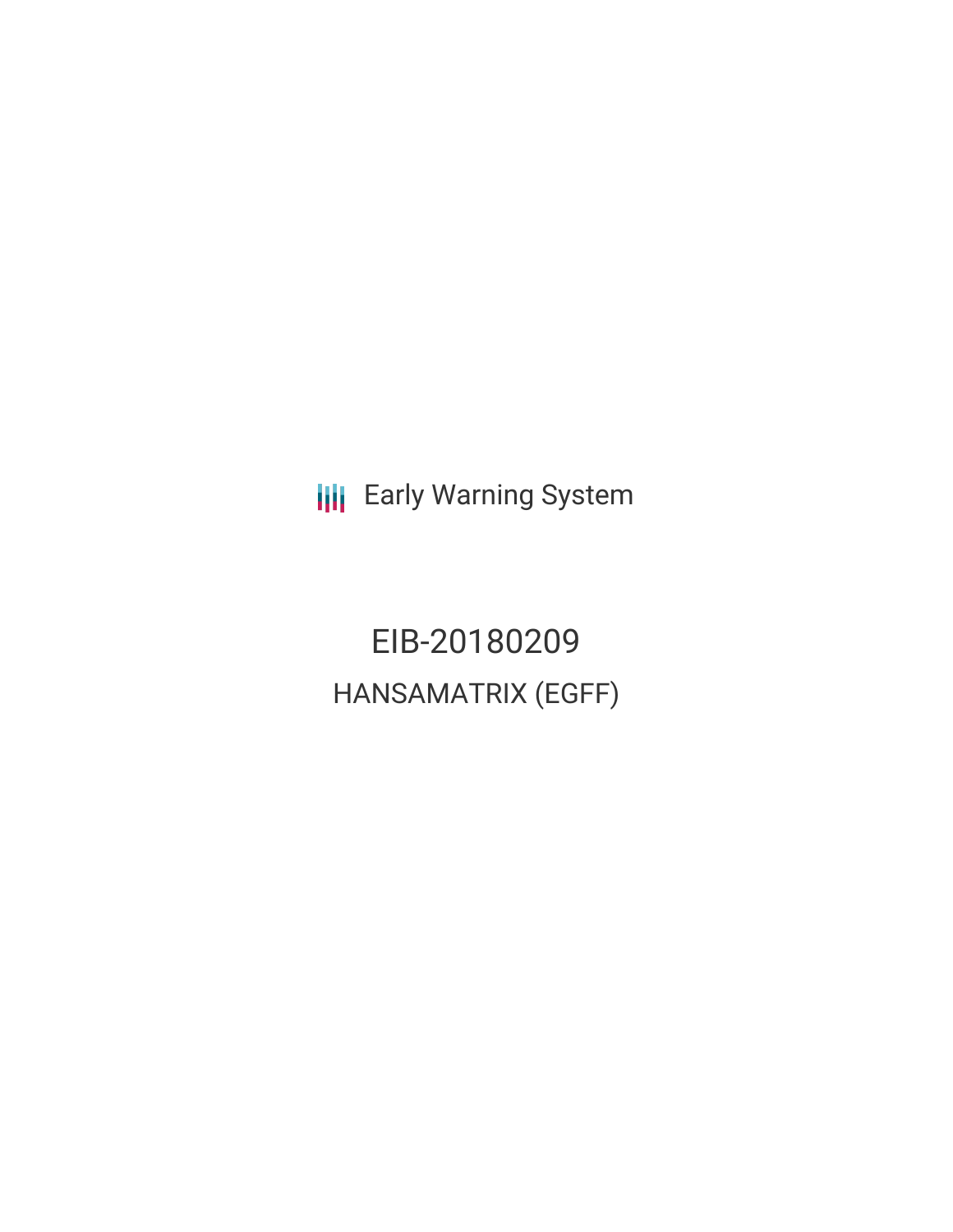Early Warning System

# EIB-20180209

## HANSAMATRIX (EGFF)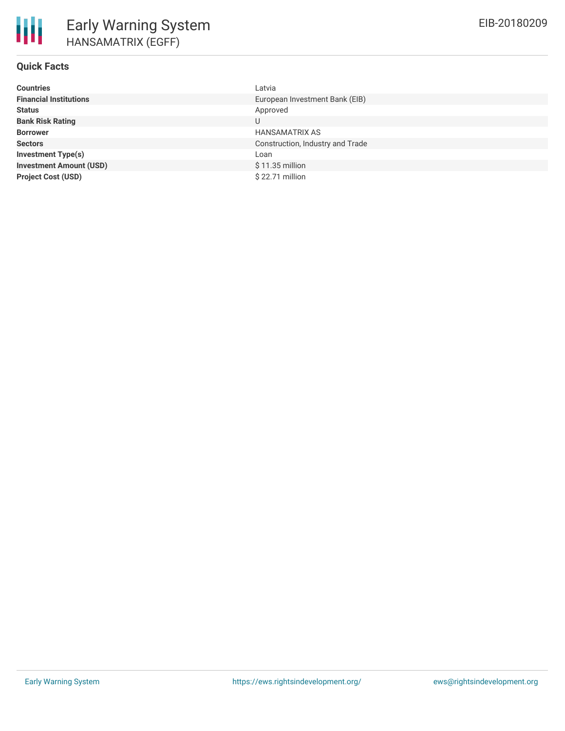# Early Warning System

## HANSAMATRIX (EGFF)

EIB-20180209

### Quick Facts

| | |
|---|---|
| **Countries** | Latvia |
| **Financial Institutions** | European Investment Bank (EIB) |
| **Status** | Approved |
| **Bank Risk Rating** | U |
| **Borrower** | HANSAMATRIX AS |
| **Sectors** | Construction, Industry and Trade |
| **Investment Type(s)** | Loan |
| **Investment Amount (USD)** | $ 11.35 million |
| **Project Cost (USD)** | $ 22.71 million |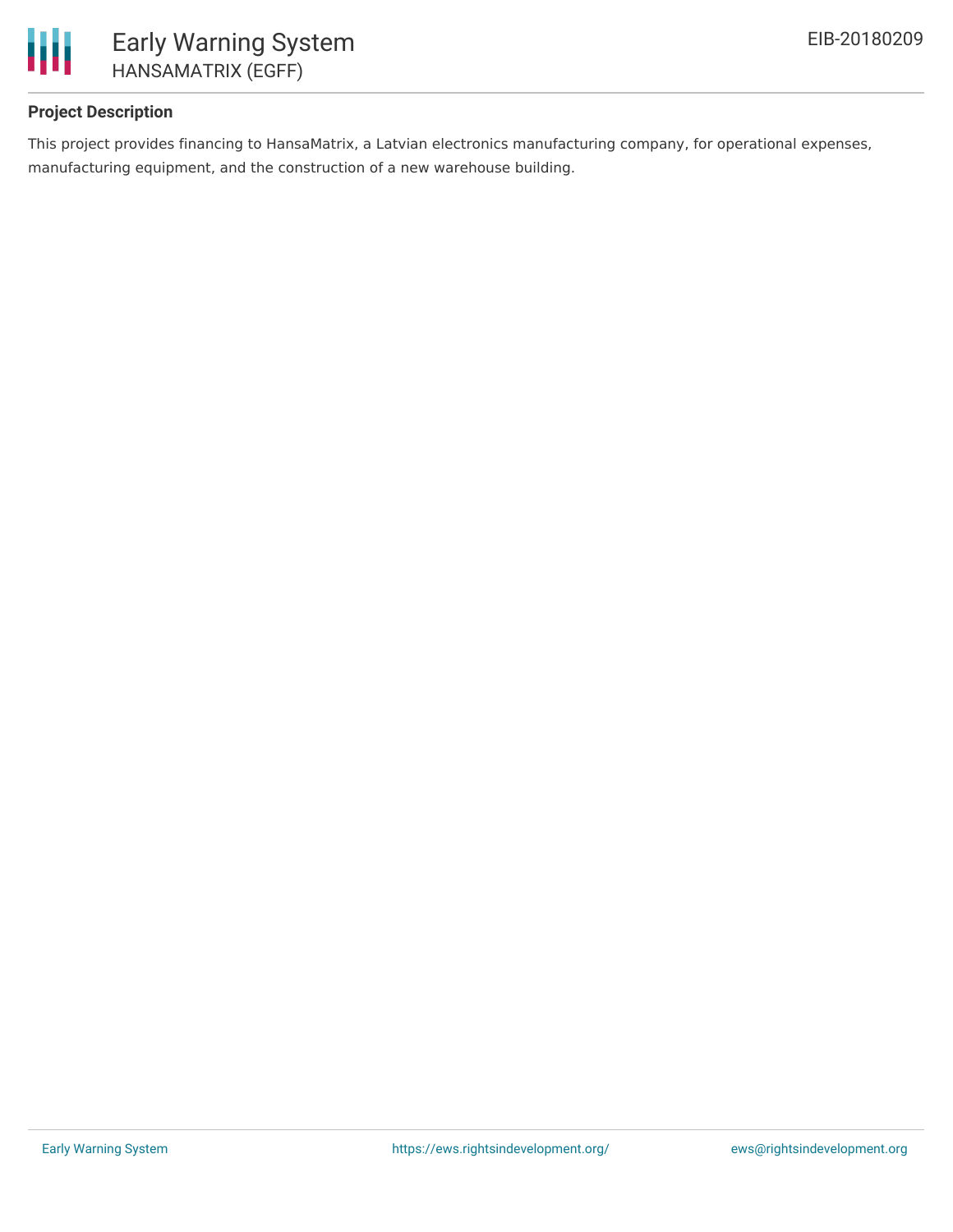**Project Description**

This project provides financing to HansaMatrix, a Latvian electronics manufacturing company, for operational expenses, manufacturing equipment, and the construction of a new warehouse building.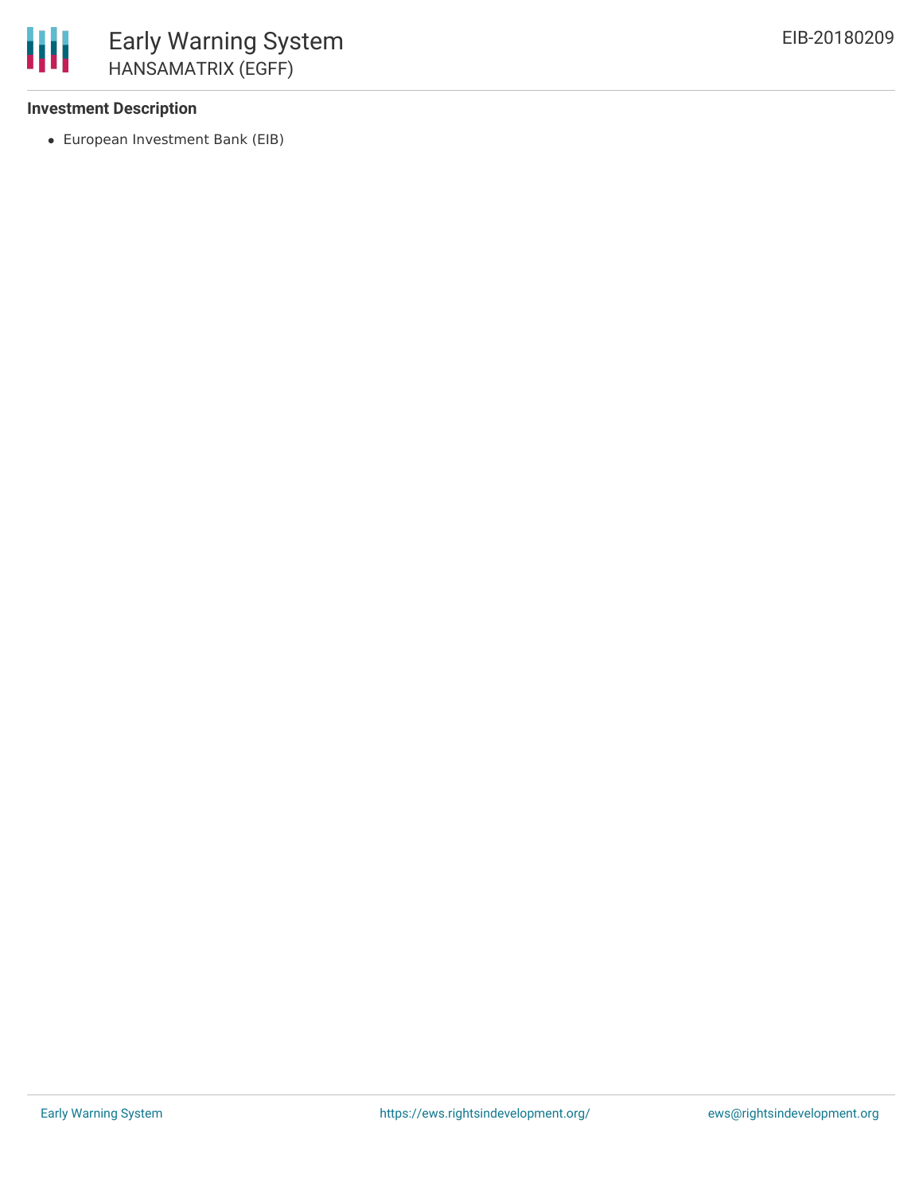**Investment Description**

- European Investment Bank (EIB)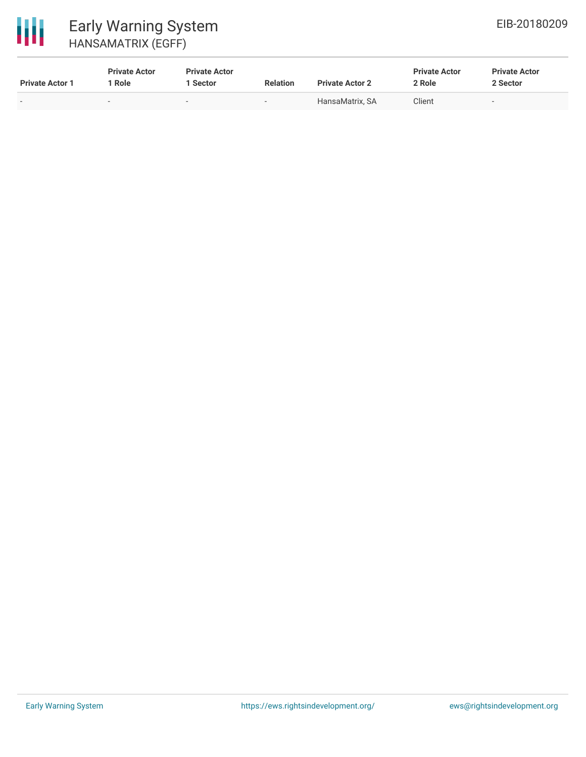| Private Actor 1 | Private Actor 1 Role | Private Actor 1 Sector | Relation | Private Actor 2 | Private Actor 2 Role | Private Actor 2 Sector |
|---|---|---|---|---|---|---|
| - | - | - | - | HansaMatrix, SA | Client | - |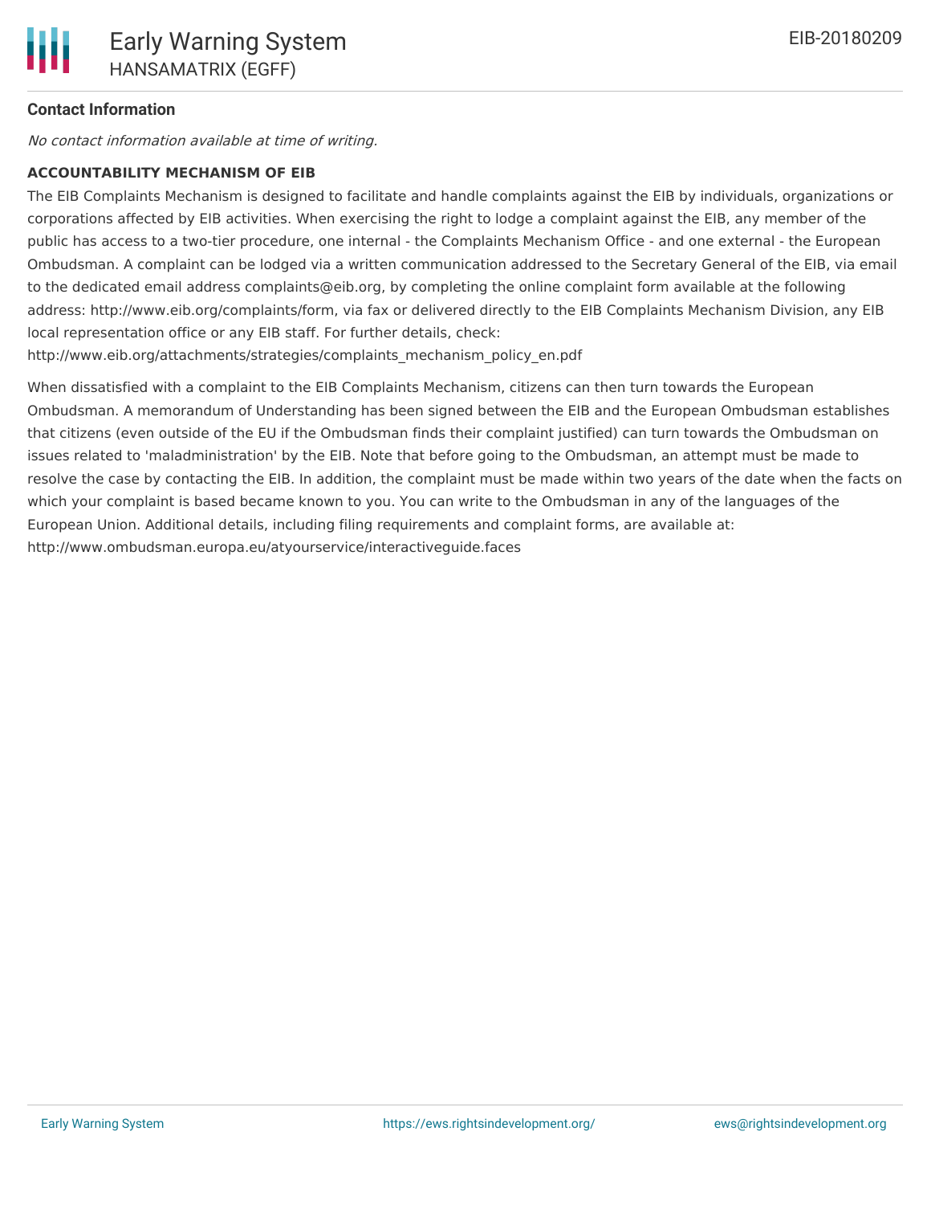## Contact Information

*No contact information available at time of writing.*

### ACCOUNTABILITY MECHANISM OF EIB

The EIB Complaints Mechanism is designed to facilitate and handle complaints against the EIB by individuals, organizations or corporations affected by EIB activities. When exercising the right to lodge a complaint against the EIB, any member of the public has access to a two-tier procedure, one internal - the Complaints Mechanism Office - and one external - the European Ombudsman. A complaint can be lodged via a written communication addressed to the Secretary General of the EIB, via email to the dedicated email address complaints@eib.org, by completing the online complaint form available at the following address: http://www.eib.org/complaints/form, via fax or delivered directly to the EIB Complaints Mechanism Division, any EIB local representation office or any EIB staff. For further details, check: http://www.eib.org/attachments/strategies/complaints_mechanism_policy_en.pdf

When dissatisfied with a complaint to the EIB Complaints Mechanism, citizens can then turn towards the European Ombudsman. A memorandum of Understanding has been signed between the EIB and the European Ombudsman establishes that citizens (even outside of the EU if the Ombudsman finds their complaint justified) can turn towards the Ombudsman on issues related to 'maladministration' by the EIB. Note that before going to the Ombudsman, an attempt must be made to resolve the case by contacting the EIB. In addition, the complaint must be made within two years of the date when the facts on which your complaint is based became known to you. You can write to the Ombudsman in any of the languages of the European Union. Additional details, including filing requirements and complaint forms, are available at: http://www.ombudsman.europa.eu/atyourservice/interactiveguide.faces